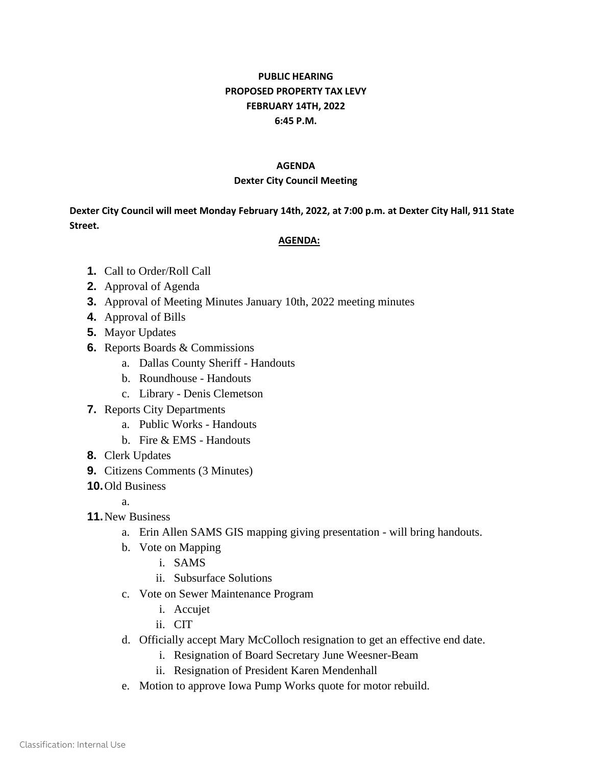**PUBLIC HEARING**
**PROPOSED PROPERTY TAX LEVY**
**FEBRUARY 14TH, 2022**
**6:45 P.M.**

**AGENDA**
**Dexter City Council Meeting**

**Dexter City Council will meet Monday February 14th, 2022, at 7:00 p.m. at Dexter City Hall, 911 State Street.**

**AGENDA:**

1. Call to Order/Roll Call
2. Approval of Agenda
3. Approval of Meeting Minutes January 10th, 2022 meeting minutes
4. Approval of Bills
5. Mayor Updates
6. Reports Boards & Commissions
   a. Dallas County Sheriff - Handouts
   b. Roundhouse - Handouts
   c. Library - Denis Clemetson
7. Reports City Departments
   a. Public Works - Handouts
   b. Fire & EMS - Handouts
8. Clerk Updates
9. Citizens Comments (3 Minutes)
10. Old Business
    a.
11. New Business
    a. Erin Allen SAMS GIS mapping giving presentation - will bring handouts.
    b. Vote on Mapping
       i. SAMS
       ii. Subsurface Solutions
    c. Vote on Sewer Maintenance Program
       i. Accujet
       ii. CIT
    d. Officially accept Mary McColloch resignation to get an effective end date.
       i. Resignation of Board Secretary June Weesner-Beam
       ii. Resignation of President Karen Mendenhall
    e. Motion to approve Iowa Pump Works quote for motor rebuild.

Classification: Internal Use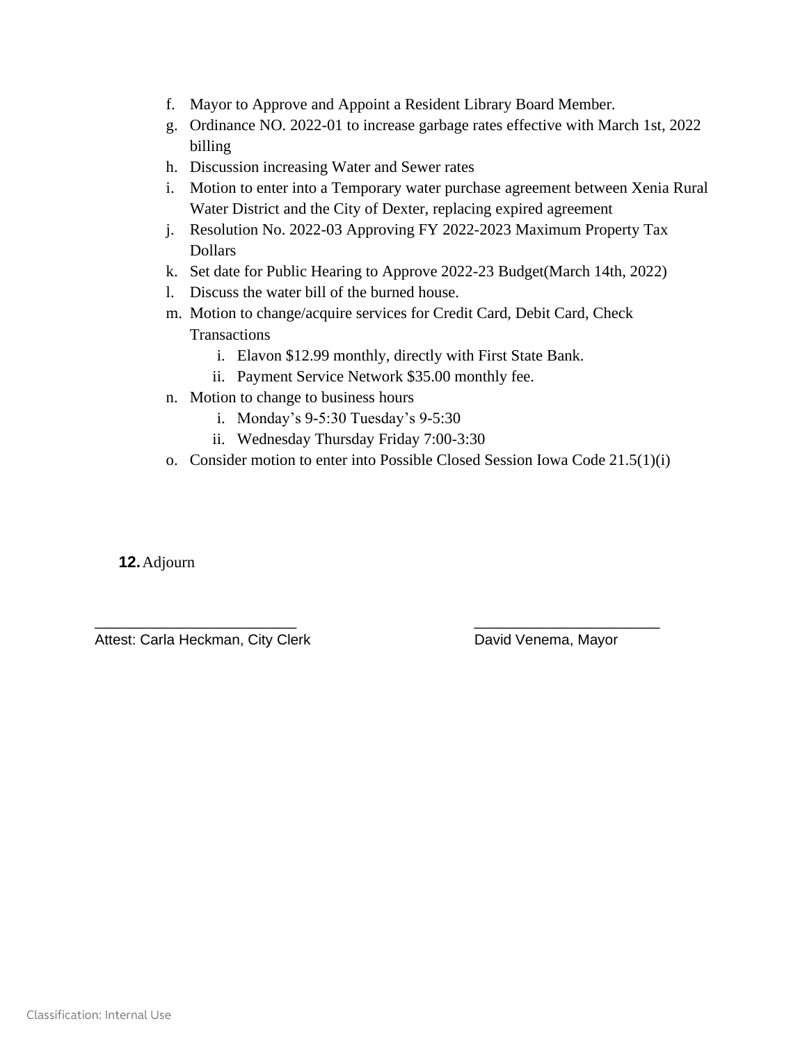f. Mayor to Approve and Appoint a Resident Library Board Member.
g. Ordinance NO. 2022-01 to increase garbage rates effective with March 1st, 2022 billing
h. Discussion increasing Water and Sewer rates
i. Motion to enter into a Temporary water purchase agreement between Xenia Rural Water District and the City of Dexter, replacing expired agreement
j. Resolution No. 2022-03 Approving FY 2022-2023 Maximum Property Tax Dollars
k. Set date for Public Hearing to Approve 2022-23 Budget(March 14th, 2022)
l. Discuss the water bill of the burned house.
m. Motion to change/acquire services for Credit Card, Debit Card, Check Transactions
    i. Elavon $12.99 monthly, directly with First State Bank.
    ii. Payment Service Network $35.00 monthly fee.
n. Motion to change to business hours
    i. Monday's 9-5:30 Tuesday's 9-5:30
    ii. Wednesday Thursday Friday 7:00-3:30
o. Consider motion to enter into Possible Closed Session Iowa Code 21.5(1)(i)

**12.** Adjourn

\_\_\_\_\_\_\_\_\_\_\_\_\_\_\_\_\_\_\_\_\_\_\_\_\_ \_\_\_\_\_\_\_\_\_\_\_\_\_\_\_\_\_\_\_\_\_\_\_\_\_

Attest: Carla Heckman, City Clerk David Venema, Mayor

Classification: Internal Use